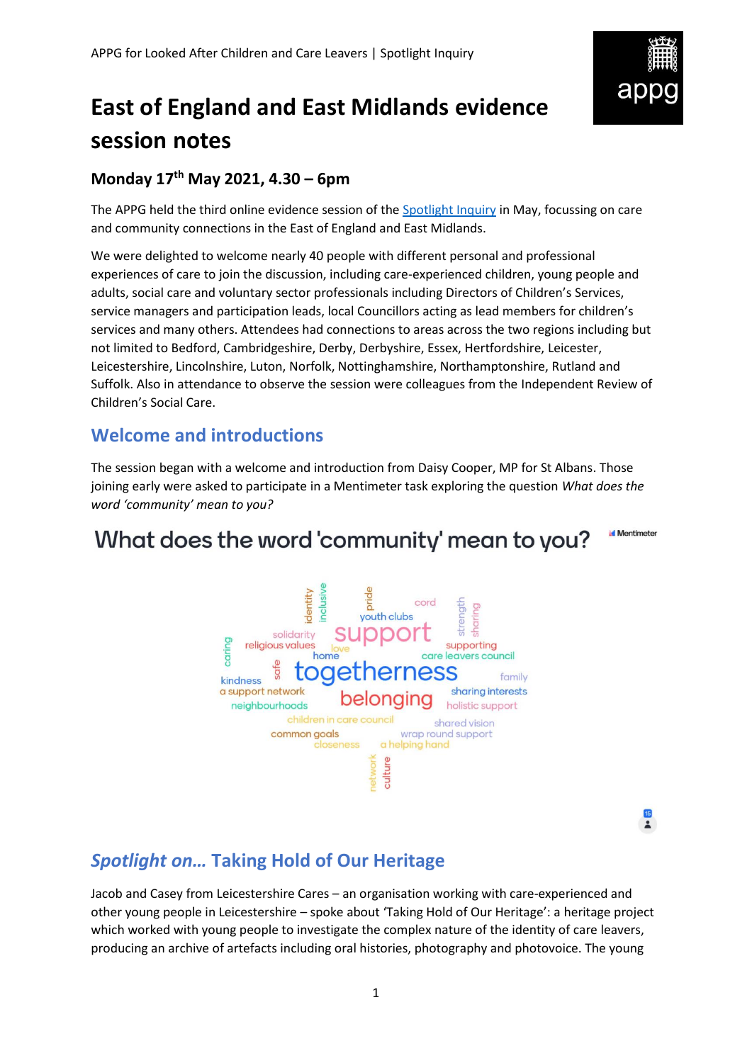# East of England and East Midlands evidence session notes

## Monday 17th May 2021, 4.30 – 6pm

The APPG held the third online evidence session of the Spotlight Inquiry in May, focussing on care and community connections in the East of England and East Midlands.

We were delighted to welcome nearly 40 people with different personal and professional experiences of care to join the discussion, including care-experienced children, young people and adults, social care and voluntary sector professionals including Directors of Children's Services, service managers and participation leads, local Councillors acting as lead members for children's services and many others. Attendees had connections to areas across the two regions including but not limited to Bedford, Cambridgeshire, Derby, Derbyshire, Essex, Hertfordshire, Leicester, Leicestershire, Lincolnshire, Luton, Norfolk, Nottinghamshire, Northamptonshire, Rutland and Suffolk. Also in attendance to observe the session were colleagues from the Independent Review of Children's Social Care.

## Welcome and introductions

The session began with a welcome and introduction from Daisy Cooper, MP for St Albans. Those joining early were asked to participate in a Mentimeter task exploring the question *What does the word 'community' mean to you?*

**What does the word 'community' mean to you?**

identity, inclusive, pride, cord, youth clubs, strength, sharing, solidarity, support, supporting, religious values, love, home, care leavers council, caring, safe, togetherness, family, kindness, a support network, belonging, sharing interests, neighbourhoods, holistic support, children in care council, shared vision, common goals, wrap round support, closeness, a helping hand, network, culture

## *Spotlight on…* Taking Hold of Our Heritage

Jacob and Casey from Leicestershire Cares – an organisation working with care-experienced and other young people in Leicestershire – spoke about 'Taking Hold of Our Heritage': a heritage project which worked with young people to investigate the complex nature of the identity of care leavers, producing an archive of artefacts including oral histories, photography and photovoice. The young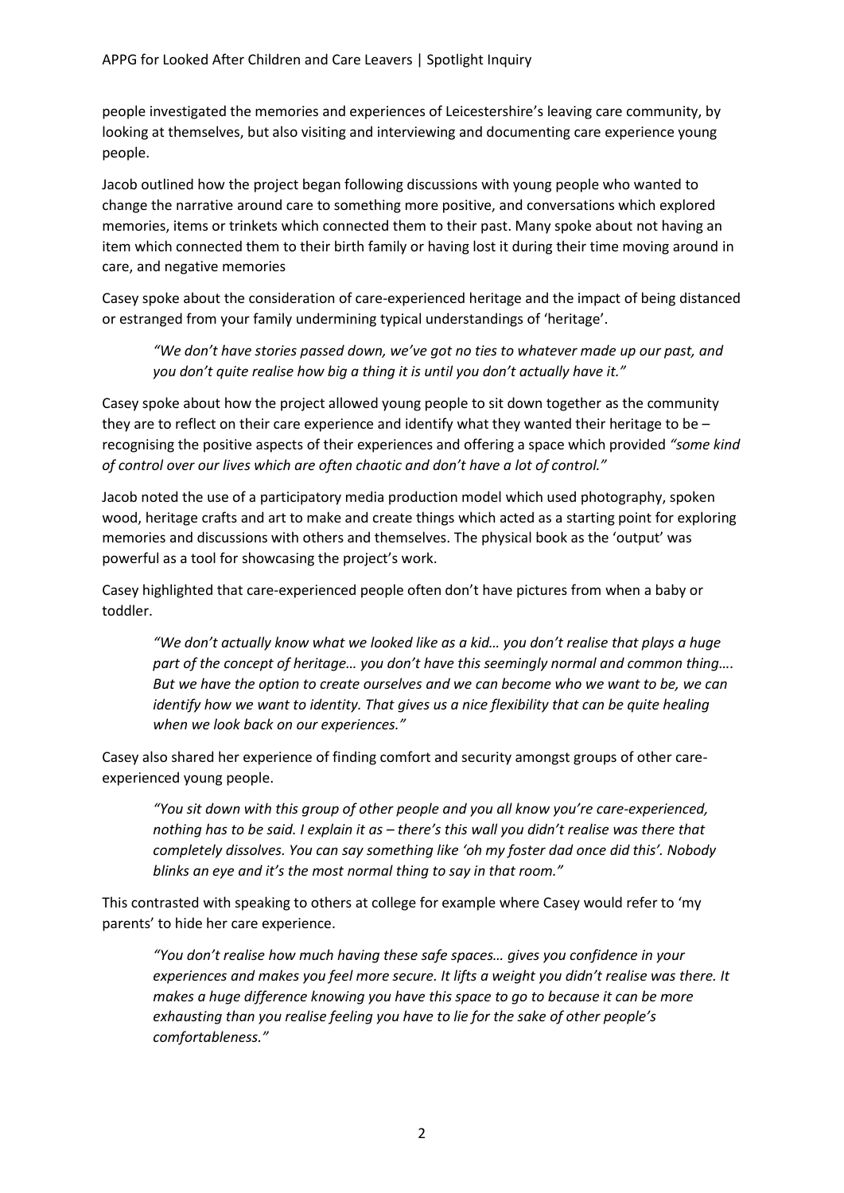people investigated the memories and experiences of Leicestershire's leaving care community, by looking at themselves, but also visiting and interviewing and documenting care experience young people.

Jacob outlined how the project began following discussions with young people who wanted to change the narrative around care to something more positive, and conversations which explored memories, items or trinkets which connected them to their past. Many spoke about not having an item which connected them to their birth family or having lost it during their time moving around in care, and negative memories

Casey spoke about the consideration of care-experienced heritage and the impact of being distanced or estranged from your family undermining typical understandings of 'heritage'.

> *"We don't have stories passed down, we've got no ties to whatever made up our past, and you don't quite realise how big a thing it is until you don't actually have it."*

Casey spoke about how the project allowed young people to sit down together as the community they are to reflect on their care experience and identify what they wanted their heritage to be – recognising the positive aspects of their experiences and offering a space which provided *"some kind of control over our lives which are often chaotic and don't have a lot of control."*

Jacob noted the use of a participatory media production model which used photography, spoken wood, heritage crafts and art to make and create things which acted as a starting point for exploring memories and discussions with others and themselves. The physical book as the 'output' was powerful as a tool for showcasing the project's work.

Casey highlighted that care-experienced people often don't have pictures from when a baby or toddler.

> *"We don't actually know what we looked like as a kid… you don't realise that plays a huge part of the concept of heritage… you don't have this seemingly normal and common thing…. But we have the option to create ourselves and we can become who we want to be, we can identify how we want to identity. That gives us a nice flexibility that can be quite healing when we look back on our experiences."*

Casey also shared her experience of finding comfort and security amongst groups of other care-experienced young people.

> *"You sit down with this group of other people and you all know you're care-experienced, nothing has to be said. I explain it as – there's this wall you didn't realise was there that completely dissolves. You can say something like 'oh my foster dad once did this'. Nobody blinks an eye and it's the most normal thing to say in that room."*

This contrasted with speaking to others at college for example where Casey would refer to 'my parents' to hide her care experience.

> *"You don't realise how much having these safe spaces… gives you confidence in your experiences and makes you feel more secure. It lifts a weight you didn't realise was there. It makes a huge difference knowing you have this space to go to because it can be more exhausting than you realise feeling you have to lie for the sake of other people's comfortableness."*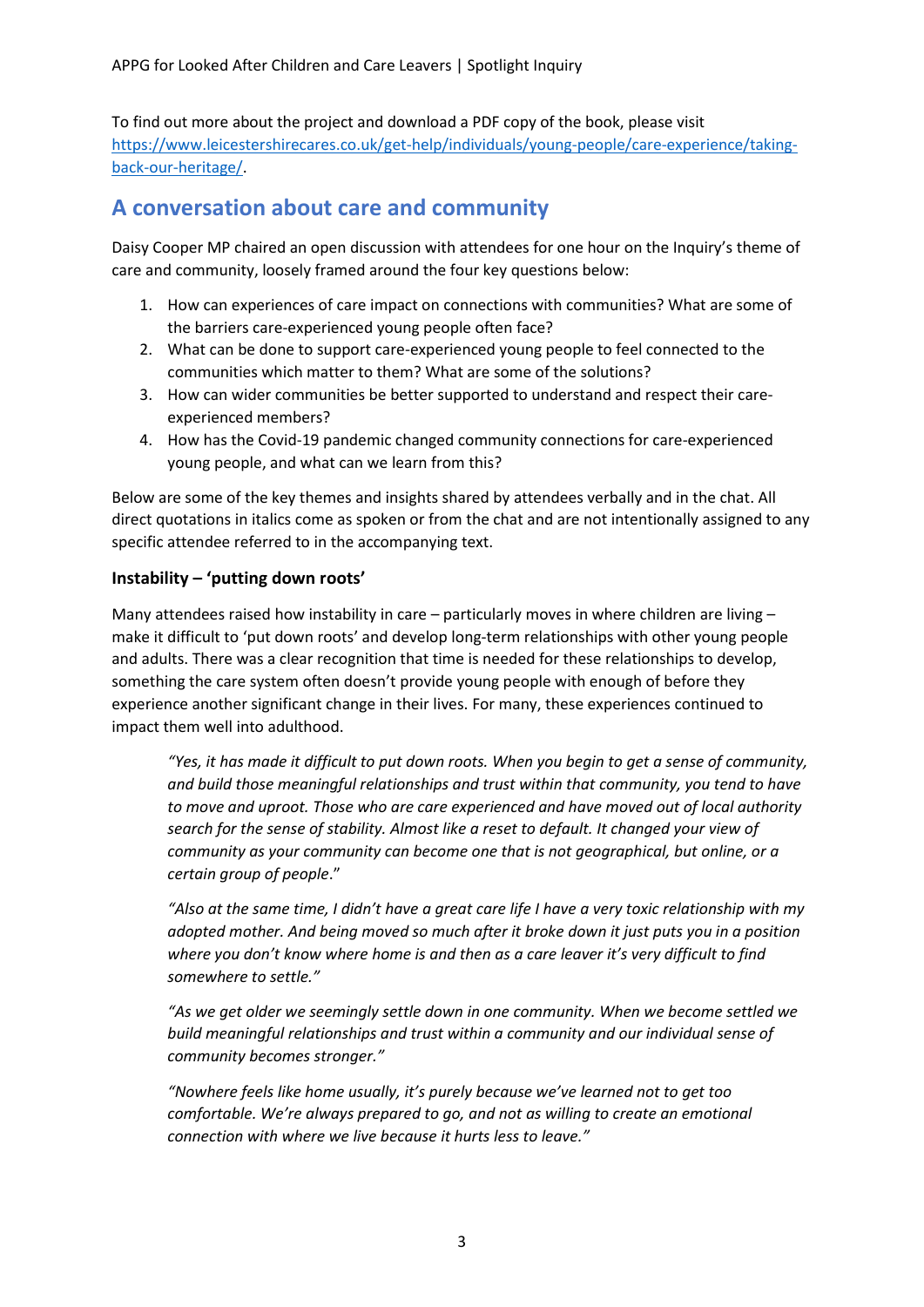To find out more about the project and download a PDF copy of the book, please visit [https://www.leicestershirecares.co.uk/get-help/individuals/young-people/care-experience/taking-back-our-heritage/](https://www.leicestershirecares.co.uk/get-help/individuals/young-people/care-experience/taking-back-our-heritage/).

## A conversation about care and community

Daisy Cooper MP chaired an open discussion with attendees for one hour on the Inquiry's theme of care and community, loosely framed around the four key questions below:

1. How can experiences of care impact on connections with communities? What are some of the barriers care-experienced young people often face?
2. What can be done to support care-experienced young people to feel connected to the communities which matter to them? What are some of the solutions?
3. How can wider communities be better supported to understand and respect their care-experienced members?
4. How has the Covid-19 pandemic changed community connections for care-experienced young people, and what can we learn from this?

Below are some of the key themes and insights shared by attendees verbally and in the chat. All direct quotations in italics come as spoken or from the chat and are not intentionally assigned to any specific attendee referred to in the accompanying text.

### Instability – 'putting down roots'

Many attendees raised how instability in care – particularly moves in where children are living – make it difficult to 'put down roots' and develop long-term relationships with other young people and adults. There was a clear recognition that time is needed for these relationships to develop, something the care system often doesn't provide young people with enough of before they experience another significant change in their lives. For many, these experiences continued to impact them well into adulthood.

> *"Yes, it has made it difficult to put down roots. When you begin to get a sense of community, and build those meaningful relationships and trust within that community, you tend to have to move and uproot. Those who are care experienced and have moved out of local authority search for the sense of stability. Almost like a reset to default. It changed your view of community as your community can become one that is not geographical, but online, or a certain group of people."*

> *"Also at the same time, I didn't have a great care life I have a very toxic relationship with my adopted mother. And being moved so much after it broke down it just puts you in a position where you don't know where home is and then as a care leaver it's very difficult to find somewhere to settle."*

> *"As we get older we seemingly settle down in one community. When we become settled we build meaningful relationships and trust within a community and our individual sense of community becomes stronger."*

> *"Nowhere feels like home usually, it's purely because we've learned not to get too comfortable. We're always prepared to go, and not as willing to create an emotional connection with where we live because it hurts less to leave."*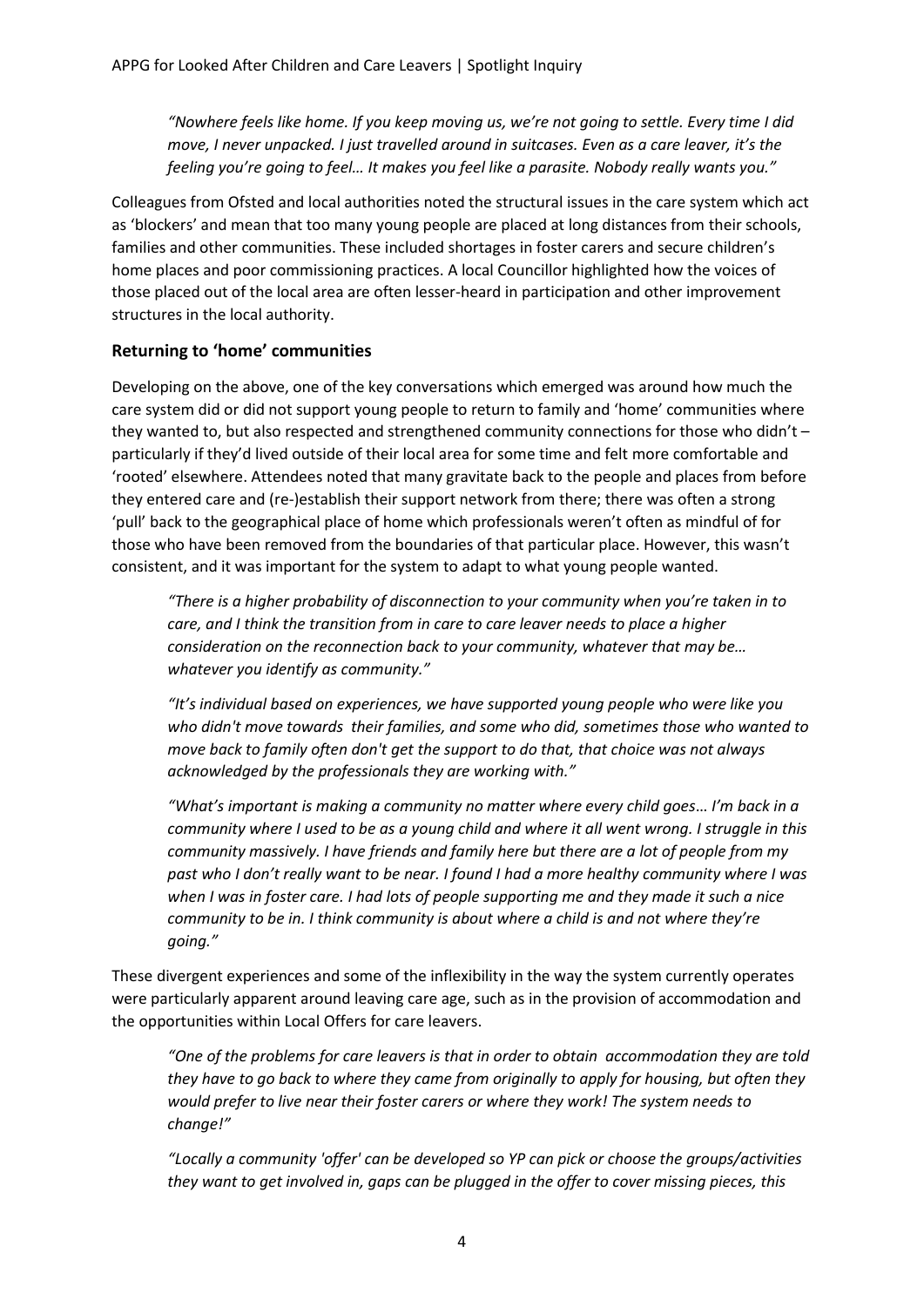*"Nowhere feels like home. If you keep moving us, we're not going to settle. Every time I did move, I never unpacked. I just travelled around in suitcases. Even as a care leaver, it's the feeling you're going to feel… It makes you feel like a parasite. Nobody really wants you."*

Colleagues from Ofsted and local authorities noted the structural issues in the care system which act as 'blockers' and mean that too many young people are placed at long distances from their schools, families and other communities. These included shortages in foster carers and secure children's home places and poor commissioning practices. A local Councillor highlighted how the voices of those placed out of the local area are often lesser-heard in participation and other improvement structures in the local authority.

## Returning to 'home' communities

Developing on the above, one of the key conversations which emerged was around how much the care system did or did not support young people to return to family and 'home' communities where they wanted to, but also respected and strengthened community connections for those who didn't – particularly if they'd lived outside of their local area for some time and felt more comfortable and 'rooted' elsewhere. Attendees noted that many gravitate back to the people and places from before they entered care and (re-)establish their support network from there; there was often a strong 'pull' back to the geographical place of home which professionals weren't often as mindful of for those who have been removed from the boundaries of that particular place. However, this wasn't consistent, and it was important for the system to adapt to what young people wanted.

*"There is a higher probability of disconnection to your community when you're taken in to care, and I think the transition from in care to care leaver needs to place a higher consideration on the reconnection back to your community, whatever that may be… whatever you identify as community."*

*"It's individual based on experiences, we have supported young people who were like you who didn't move towards their families, and some who did, sometimes those who wanted to move back to family often don't get the support to do that, that choice was not always acknowledged by the professionals they are working with."*

*"What's important is making a community no matter where every child goes… I'm back in a community where I used to be as a young child and where it all went wrong. I struggle in this community massively. I have friends and family here but there are a lot of people from my past who I don't really want to be near. I found I had a more healthy community where I was when I was in foster care. I had lots of people supporting me and they made it such a nice community to be in. I think community is about where a child is and not where they're going."*

These divergent experiences and some of the inflexibility in the way the system currently operates were particularly apparent around leaving care age, such as in the provision of accommodation and the opportunities within Local Offers for care leavers.

*"One of the problems for care leavers is that in order to obtain accommodation they are told they have to go back to where they came from originally to apply for housing, but often they would prefer to live near their foster carers or where they work! The system needs to change!"*

*"Locally a community 'offer' can be developed so YP can pick or choose the groups/activities they want to get involved in, gaps can be plugged in the offer to cover missing pieces, this*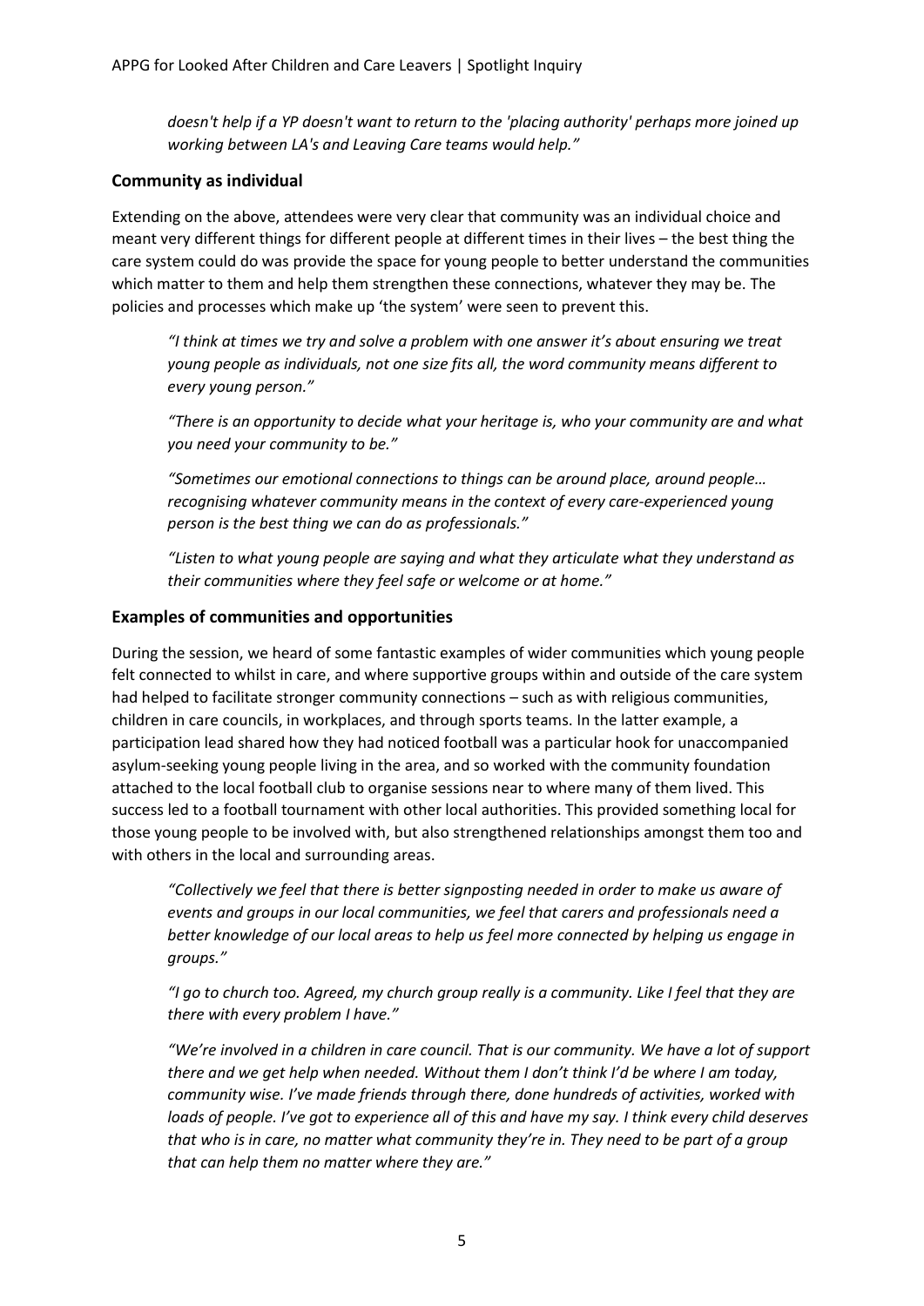*doesn't help if a YP doesn't want to return to the 'placing authority' perhaps more joined up working between LA's and Leaving Care teams would help."*

### Community as individual

Extending on the above, attendees were very clear that community was an individual choice and meant very different things for different people at different times in their lives – the best thing the care system could do was provide the space for young people to better understand the communities which matter to them and help them strengthen these connections, whatever they may be. The policies and processes which make up 'the system' were seen to prevent this.

> *"I think at times we try and solve a problem with one answer it's about ensuring we treat young people as individuals, not one size fits all, the word community means different to every young person."*
>
> *"There is an opportunity to decide what your heritage is, who your community are and what you need your community to be."*
>
> *"Sometimes our emotional connections to things can be around place, around people… recognising whatever community means in the context of every care-experienced young person is the best thing we can do as professionals."*
>
> *"Listen to what young people are saying and what they articulate what they understand as their communities where they feel safe or welcome or at home."*

### Examples of communities and opportunities

During the session, we heard of some fantastic examples of wider communities which young people felt connected to whilst in care, and where supportive groups within and outside of the care system had helped to facilitate stronger community connections – such as with religious communities, children in care councils, in workplaces, and through sports teams. In the latter example, a participation lead shared how they had noticed football was a particular hook for unaccompanied asylum-seeking young people living in the area, and so worked with the community foundation attached to the local football club to organise sessions near to where many of them lived. This success led to a football tournament with other local authorities. This provided something local for those young people to be involved with, but also strengthened relationships amongst them too and with others in the local and surrounding areas.

> *"Collectively we feel that there is better signposting needed in order to make us aware of events and groups in our local communities, we feel that carers and professionals need a better knowledge of our local areas to help us feel more connected by helping us engage in groups."*
>
> *"I go to church too. Agreed, my church group really is a community. Like I feel that they are there with every problem I have."*
>
> *"We're involved in a children in care council. That is our community. We have a lot of support there and we get help when needed. Without them I don't think I'd be where I am today, community wise. I've made friends through there, done hundreds of activities, worked with loads of people. I've got to experience all of this and have my say. I think every child deserves that who is in care, no matter what community they're in. They need to be part of a group that can help them no matter where they are."*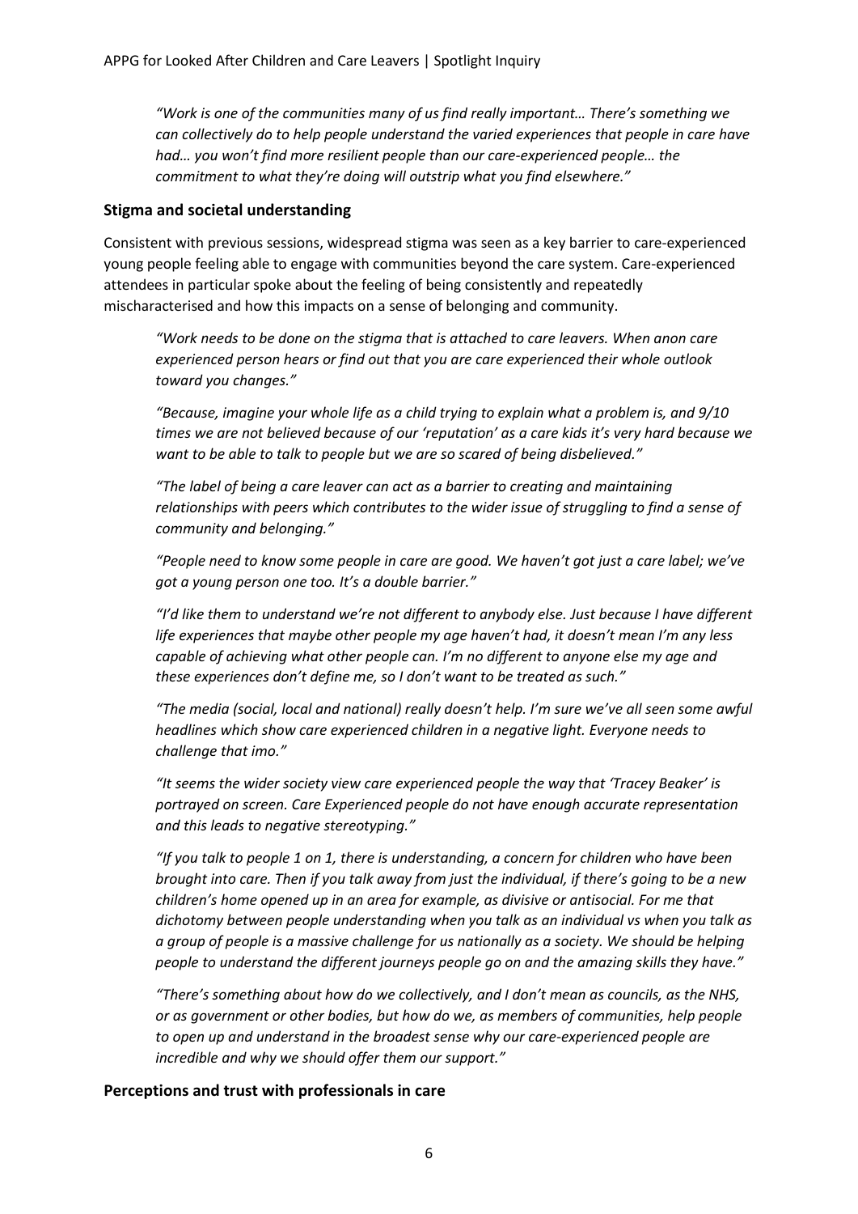*"Work is one of the communities many of us find really important… There's something we can collectively do to help people understand the varied experiences that people in care have had… you won't find more resilient people than our care-experienced people… the commitment to what they're doing will outstrip what you find elsewhere."*

### Stigma and societal understanding

Consistent with previous sessions, widespread stigma was seen as a key barrier to care-experienced young people feeling able to engage with communities beyond the care system. Care-experienced attendees in particular spoke about the feeling of being consistently and repeatedly mischaracterised and how this impacts on a sense of belonging and community.

> *"Work needs to be done on the stigma that is attached to care leavers. When anon care experienced person hears or find out that you are care experienced their whole outlook toward you changes."*
>
> *"Because, imagine your whole life as a child trying to explain what a problem is, and 9/10 times we are not believed because of our 'reputation' as a care kids it's very hard because we want to be able to talk to people but we are so scared of being disbelieved."*
>
> *"The label of being a care leaver can act as a barrier to creating and maintaining relationships with peers which contributes to the wider issue of struggling to find a sense of community and belonging."*
>
> *"People need to know some people in care are good. We haven't got just a care label; we've got a young person one too. It's a double barrier."*
>
> *"I'd like them to understand we're not different to anybody else. Just because I have different life experiences that maybe other people my age haven't had, it doesn't mean I'm any less capable of achieving what other people can. I'm no different to anyone else my age and these experiences don't define me, so I don't want to be treated as such."*
>
> *"The media (social, local and national) really doesn't help. I'm sure we've all seen some awful headlines which show care experienced children in a negative light. Everyone needs to challenge that imo."*
>
> *"It seems the wider society view care experienced people the way that 'Tracey Beaker' is portrayed on screen. Care Experienced people do not have enough accurate representation and this leads to negative stereotyping."*
>
> *"If you talk to people 1 on 1, there is understanding, a concern for children who have been brought into care. Then if you talk away from just the individual, if there's going to be a new children's home opened up in an area for example, as divisive or antisocial. For me that dichotomy between people understanding when you talk as an individual vs when you talk as a group of people is a massive challenge for us nationally as a society. We should be helping people to understand the different journeys people go on and the amazing skills they have."*
>
> *"There's something about how do we collectively, and I don't mean as councils, as the NHS, or as government or other bodies, but how do we, as members of communities, help people to open up and understand in the broadest sense why our care-experienced people are incredible and why we should offer them our support."*

### Perceptions and trust with professionals in care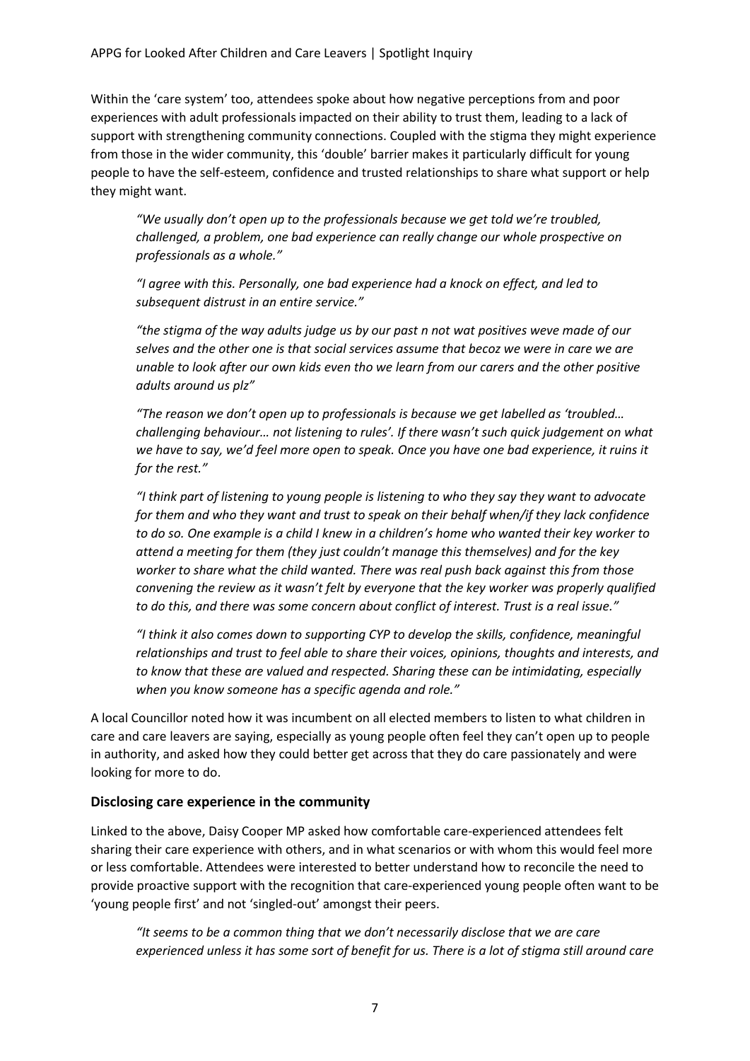Within the 'care system' too, attendees spoke about how negative perceptions from and poor experiences with adult professionals impacted on their ability to trust them, leading to a lack of support with strengthening community connections. Coupled with the stigma they might experience from those in the wider community, this 'double' barrier makes it particularly difficult for young people to have the self-esteem, confidence and trusted relationships to share what support or help they might want.

> *"We usually don't open up to the professionals because we get told we're troubled, challenged, a problem, one bad experience can really change our whole prospective on professionals as a whole."*
>
> *"I agree with this. Personally, one bad experience had a knock on effect, and led to subsequent distrust in an entire service."*
>
> *"the stigma of the way adults judge us by our past n not wat positives weve made of our selves and the other one is that social services assume that becoz we were in care we are unable to look after our own kids even tho we learn from our carers and the other positive adults around us plz"*
>
> *"The reason we don't open up to professionals is because we get labelled as 'troubled… challenging behaviour… not listening to rules'. If there wasn't such quick judgement on what we have to say, we'd feel more open to speak. Once you have one bad experience, it ruins it for the rest."*
>
> *"I think part of listening to young people is listening to who they say they want to advocate for them and who they want and trust to speak on their behalf when/if they lack confidence to do so. One example is a child I knew in a children's home who wanted their key worker to attend a meeting for them (they just couldn't manage this themselves) and for the key worker to share what the child wanted. There was real push back against this from those convening the review as it wasn't felt by everyone that the key worker was properly qualified to do this, and there was some concern about conflict of interest. Trust is a real issue."*
>
> *"I think it also comes down to supporting CYP to develop the skills, confidence, meaningful relationships and trust to feel able to share their voices, opinions, thoughts and interests, and to know that these are valued and respected. Sharing these can be intimidating, especially when you know someone has a specific agenda and role."*

A local Councillor noted how it was incumbent on all elected members to listen to what children in care and care leavers are saying, especially as young people often feel they can't open up to people in authority, and asked how they could better get across that they do care passionately and were looking for more to do.

### Disclosing care experience in the community

Linked to the above, Daisy Cooper MP asked how comfortable care-experienced attendees felt sharing their care experience with others, and in what scenarios or with whom this would feel more or less comfortable. Attendees were interested to better understand how to reconcile the need to provide proactive support with the recognition that care-experienced young people often want to be 'young people first' and not 'singled-out' amongst their peers.

> *"It seems to be a common thing that we don't necessarily disclose that we are care experienced unless it has some sort of benefit for us. There is a lot of stigma still around care*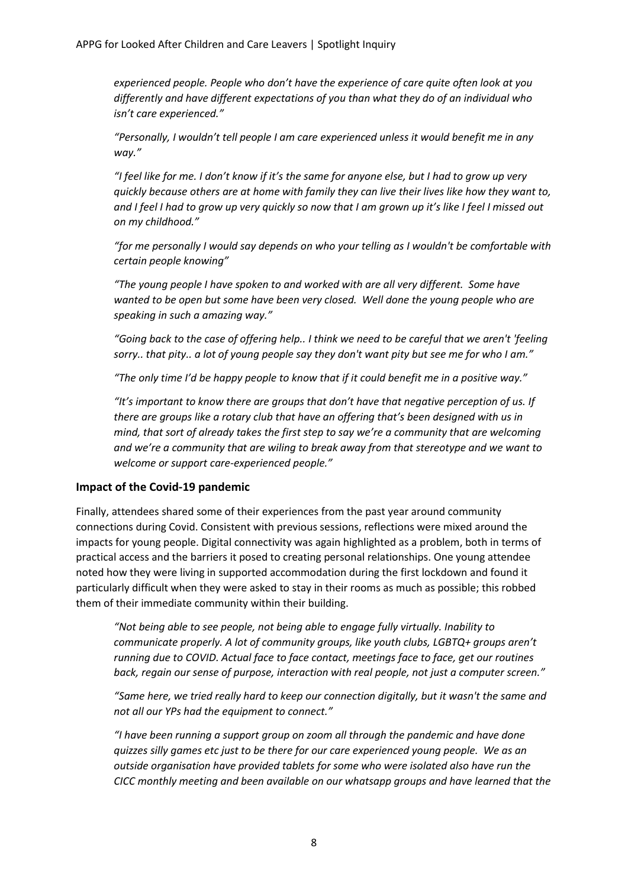*experienced people. People who don't have the experience of care quite often look at you differently and have different expectations of you than what they do of an individual who isn't care experienced."*

*"Personally, I wouldn't tell people I am care experienced unless it would benefit me in any way."*

*"I feel like for me. I don't know if it's the same for anyone else, but I had to grow up very quickly because others are at home with family they can live their lives like how they want to, and I feel I had to grow up very quickly so now that I am grown up it's like I feel I missed out on my childhood."*

*"for me personally I would say depends on who your telling as I wouldn't be comfortable with certain people knowing"*

*"The young people I have spoken to and worked with are all very different. Some have wanted to be open but some have been very closed. Well done the young people who are speaking in such a amazing way."*

*"Going back to the case of offering help.. I think we need to be careful that we aren't 'feeling sorry.. that pity.. a lot of young people say they don't want pity but see me for who I am."*

*"The only time I'd be happy people to know that if it could benefit me in a positive way."*

*"It's important to know there are groups that don't have that negative perception of us. If there are groups like a rotary club that have an offering that's been designed with us in mind, that sort of already takes the first step to say we're a community that are welcoming and we're a community that are wiling to break away from that stereotype and we want to welcome or support care-experienced people."*

### Impact of the Covid-19 pandemic

Finally, attendees shared some of their experiences from the past year around community connections during Covid. Consistent with previous sessions, reflections were mixed around the impacts for young people. Digital connectivity was again highlighted as a problem, both in terms of practical access and the barriers it posed to creating personal relationships. One young attendee noted how they were living in supported accommodation during the first lockdown and found it particularly difficult when they were asked to stay in their rooms as much as possible; this robbed them of their immediate community within their building.

*"Not being able to see people, not being able to engage fully virtually. Inability to communicate properly. A lot of community groups, like youth clubs, LGBTQ+ groups aren't running due to COVID. Actual face to face contact, meetings face to face, get our routines back, regain our sense of purpose, interaction with real people, not just a computer screen."*

*"Same here, we tried really hard to keep our connection digitally, but it wasn't the same and not all our YPs had the equipment to connect."*

*"I have been running a support group on zoom all through the pandemic and have done quizzes silly games etc just to be there for our care experienced young people. We as an outside organisation have provided tablets for some who were isolated also have run the CICC monthly meeting and been available on our whatsapp groups and have learned that the*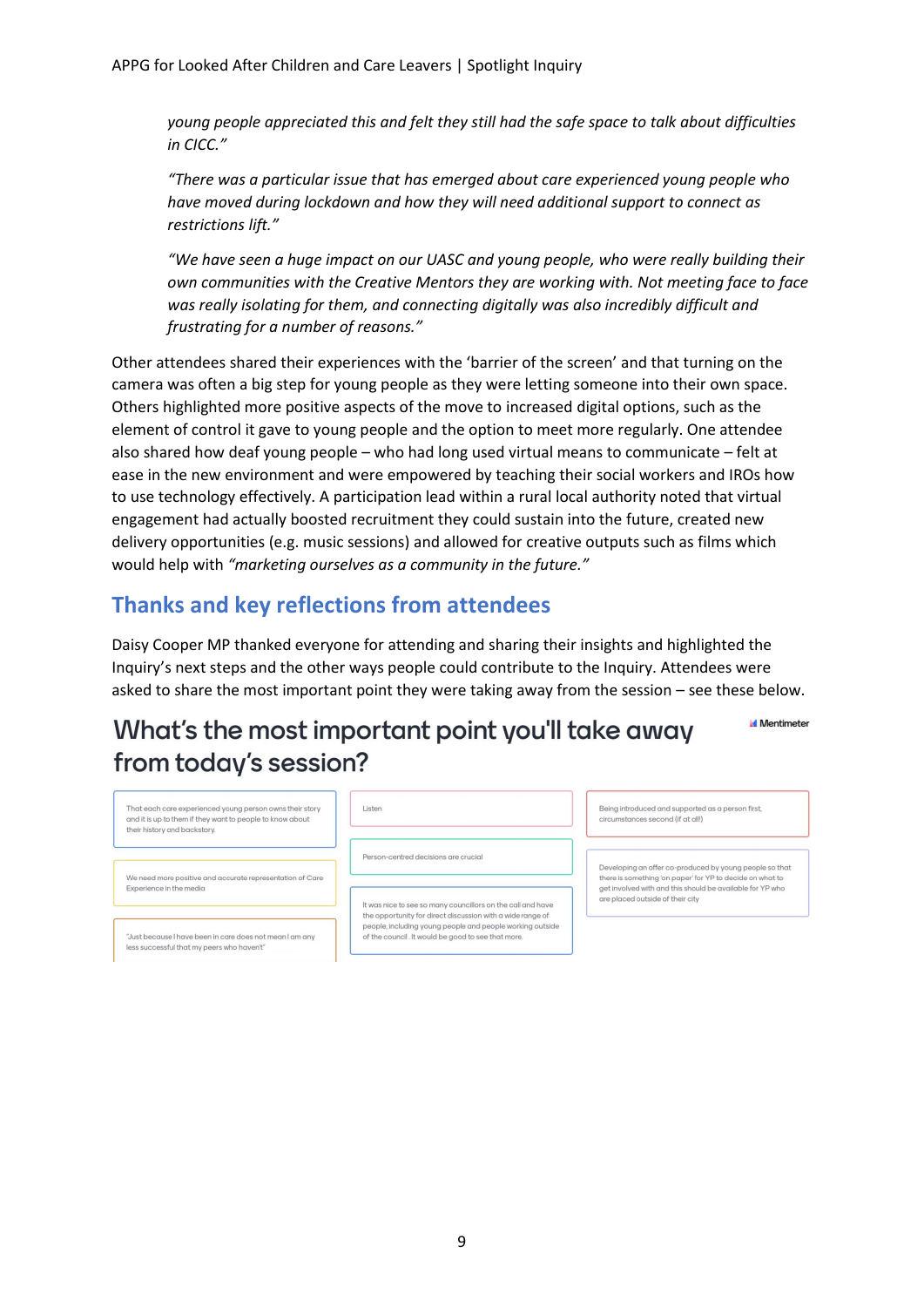*young people appreciated this and felt they still had the safe space to talk about difficulties in CICC."*

*"There was a particular issue that has emerged about care experienced young people who have moved during lockdown and how they will need additional support to connect as restrictions lift."*

*"We have seen a huge impact on our UASC and young people, who were really building their own communities with the Creative Mentors they are working with. Not meeting face to face was really isolating for them, and connecting digitally was also incredibly difficult and frustrating for a number of reasons."*

Other attendees shared their experiences with the 'barrier of the screen' and that turning on the camera was often a big step for young people as they were letting someone into their own space. Others highlighted more positive aspects of the move to increased digital options, such as the element of control it gave to young people and the option to meet more regularly. One attendee also shared how deaf young people – who had long used virtual means to communicate – felt at ease in the new environment and were empowered by teaching their social workers and IROs how to use technology effectively. A participation lead within a rural local authority noted that virtual engagement had actually boosted recruitment they could sustain into the future, created new delivery opportunities (e.g. music sessions) and allowed for creative outputs such as films which would help with *"marketing ourselves as a community in the future."*

## Thanks and key reflections from attendees

Daisy Cooper MP thanked everyone for attending and sharing their insights and highlighted the Inquiry's next steps and the other ways people could contribute to the Inquiry. Attendees were asked to share the most important point they were taking away from the session – see these below.

What's the most important point you'll take away from today's session?

Mentimeter

That each care experienced young person owns their story and it is up to them if they want to people to know about their history and backstory.

We need more positive and accurate representation of Care Experience in the media

"Just because I have been in care does not mean I am any less successful that my peers who haven't"

Listen

Person-centred decisions are crucial

It was nice to see so many councillors on the call and have the opportunity for direct discussion with a wide range of people, including young people and people working outside of the council . It would be good to see that more.

Being introduced and supported as a person first, circumstances second (if at all!)

Developing an offer co-produced by young people so that there is something 'on paper' for YP to decide on what to get involved with and this should be available for YP who are placed outside of their city